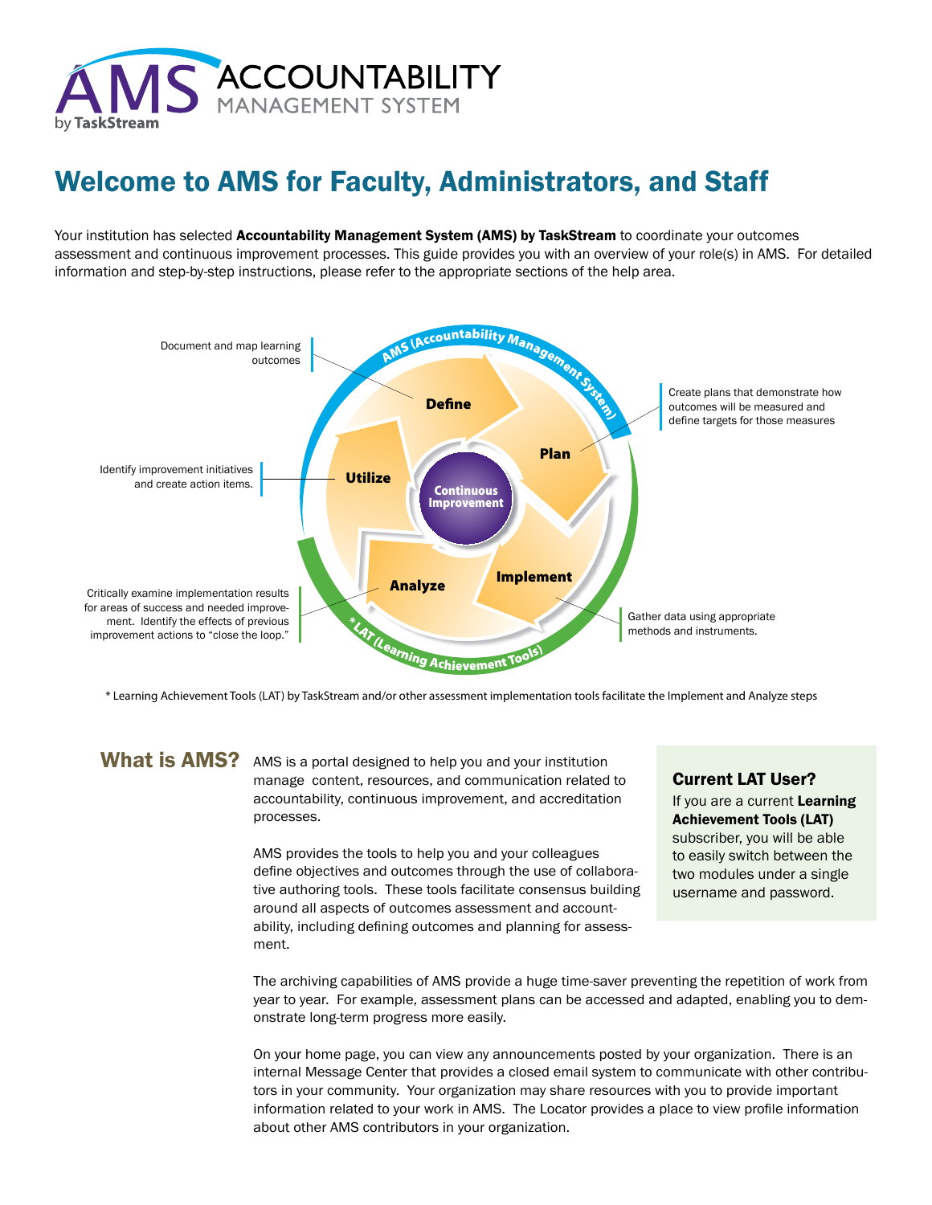# AMS ACCOUNTABILITY MANAGEMENT SYSTEM by TaskStream

# Welcome to AMS for Faculty, Administrators, and Staff

Your institution has selected **Accountability Management System (AMS) by TaskStream** to coordinate your outcomes assessment and continuous improvement processes. This guide provides you with an overview of your role(s) in AMS. For detailed information and step-by-step instructions, please refer to the appropriate sections of the help area.

AMS (Accountability Management System)

Continuous Improvement

**Define** – Document and map learning outcomes

**Plan** – Create plans that demonstrate how outcomes will be measured and define targets for those measures

**Implement** – Gather data using appropriate methods and instruments.

**Analyze** – Critically examine implementation results for areas of success and needed improvement. Identify the effects of previous improvement actions to "close the loop."

**Utilize** – Identify improvement initiatives and create action items.

*LAT (Learning Achievement Tools)

* Learning Achievement Tools (LAT) by TaskStream and/or other assessment implementation tools facilitate the Implement and Analyze steps

## What is AMS?

AMS is a portal designed to help you and your institution manage content, resources, and communication related to accountability, continuous improvement, and accreditation processes.

AMS provides the tools to help you and your colleagues define objectives and outcomes through the use of collaborative authoring tools. These tools facilitate consensus building around all aspects of outcomes assessment and accountability, including defining outcomes and planning for assessment.

### Current LAT User?

If you are a current **Learning Achievement Tools (LAT)** subscriber, you will be able to easily switch between the two modules under a single username and password.

The archiving capabilities of AMS provide a huge time-saver preventing the repetition of work from year to year. For example, assessment plans can be accessed and adapted, enabling you to demonstrate long-term progress more easily.

On your home page, you can view any announcements posted by your organization. There is an internal Message Center that provides a closed email system to communicate with other contributors in your community. Your organization may share resources with you to provide important information related to your work in AMS. The Locator provides a place to view profile information about other AMS contributors in your organization.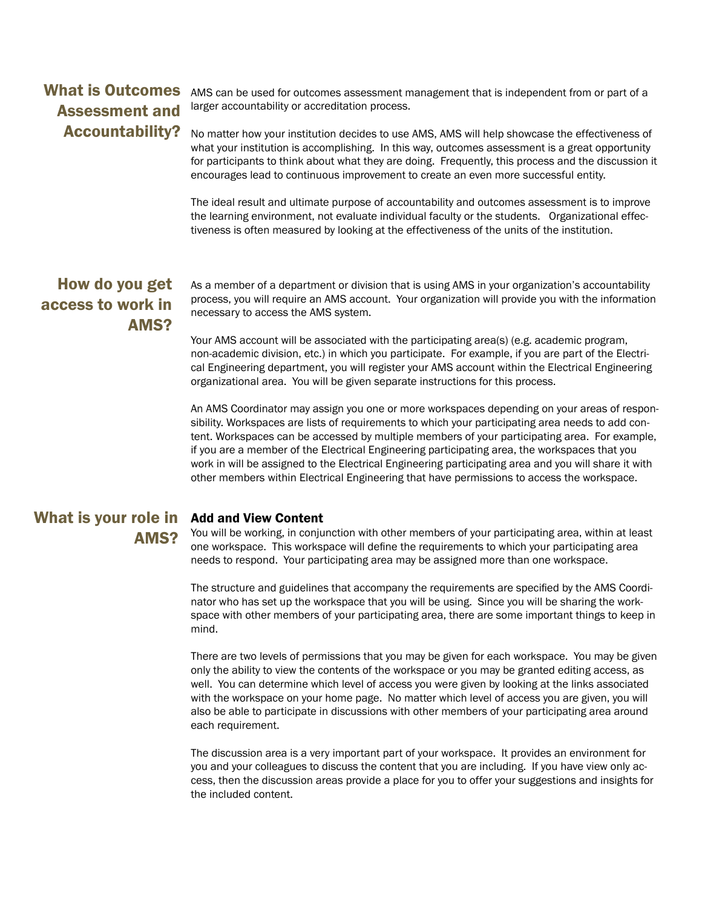## What is Outcomes Assessment and Accountability?

AMS can be used for outcomes assessment management that is independent from or part of a larger accountability or accreditation process.

No matter how your institution decides to use AMS, AMS will help showcase the effectiveness of what your institution is accomplishing. In this way, outcomes assessment is a great opportunity for participants to think about what they are doing. Frequently, this process and the discussion it encourages lead to continuous improvement to create an even more successful entity.

The ideal result and ultimate purpose of accountability and outcomes assessment is to improve the learning environment, not evaluate individual faculty or the students. Organizational effectiveness is often measured by looking at the effectiveness of the units of the institution.

## How do you get access to work in AMS?

As a member of a department or division that is using AMS in your organization's accountability process, you will require an AMS account. Your organization will provide you with the information necessary to access the AMS system.

Your AMS account will be associated with the participating area(s) (e.g. academic program, non-academic division, etc.) in which you participate. For example, if you are part of the Electrical Engineering department, you will register your AMS account within the Electrical Engineering organizational area. You will be given separate instructions for this process.

An AMS Coordinator may assign you one or more workspaces depending on your areas of responsibility. Workspaces are lists of requirements to which your participating area needs to add content. Workspaces can be accessed by multiple members of your participating area. For example, if you are a member of the Electrical Engineering participating area, the workspaces that you work in will be assigned to the Electrical Engineering participating area and you will share it with other members within Electrical Engineering that have permissions to access the workspace.

## What is your role in AMS?

### Add and View Content

You will be working, in conjunction with other members of your participating area, within at least one workspace. This workspace will define the requirements to which your participating area needs to respond. Your participating area may be assigned more than one workspace.

The structure and guidelines that accompany the requirements are specified by the AMS Coordinator who has set up the workspace that you will be using. Since you will be sharing the workspace with other members of your participating area, there are some important things to keep in mind.

There are two levels of permissions that you may be given for each workspace. You may be given only the ability to view the contents of the workspace or you may be granted editing access, as well. You can determine which level of access you were given by looking at the links associated with the workspace on your home page. No matter which level of access you are given, you will also be able to participate in discussions with other members of your participating area around each requirement.

The discussion area is a very important part of your workspace. It provides an environment for you and your colleagues to discuss the content that you are including. If you have view only access, then the discussion areas provide a place for you to offer your suggestions and insights for the included content.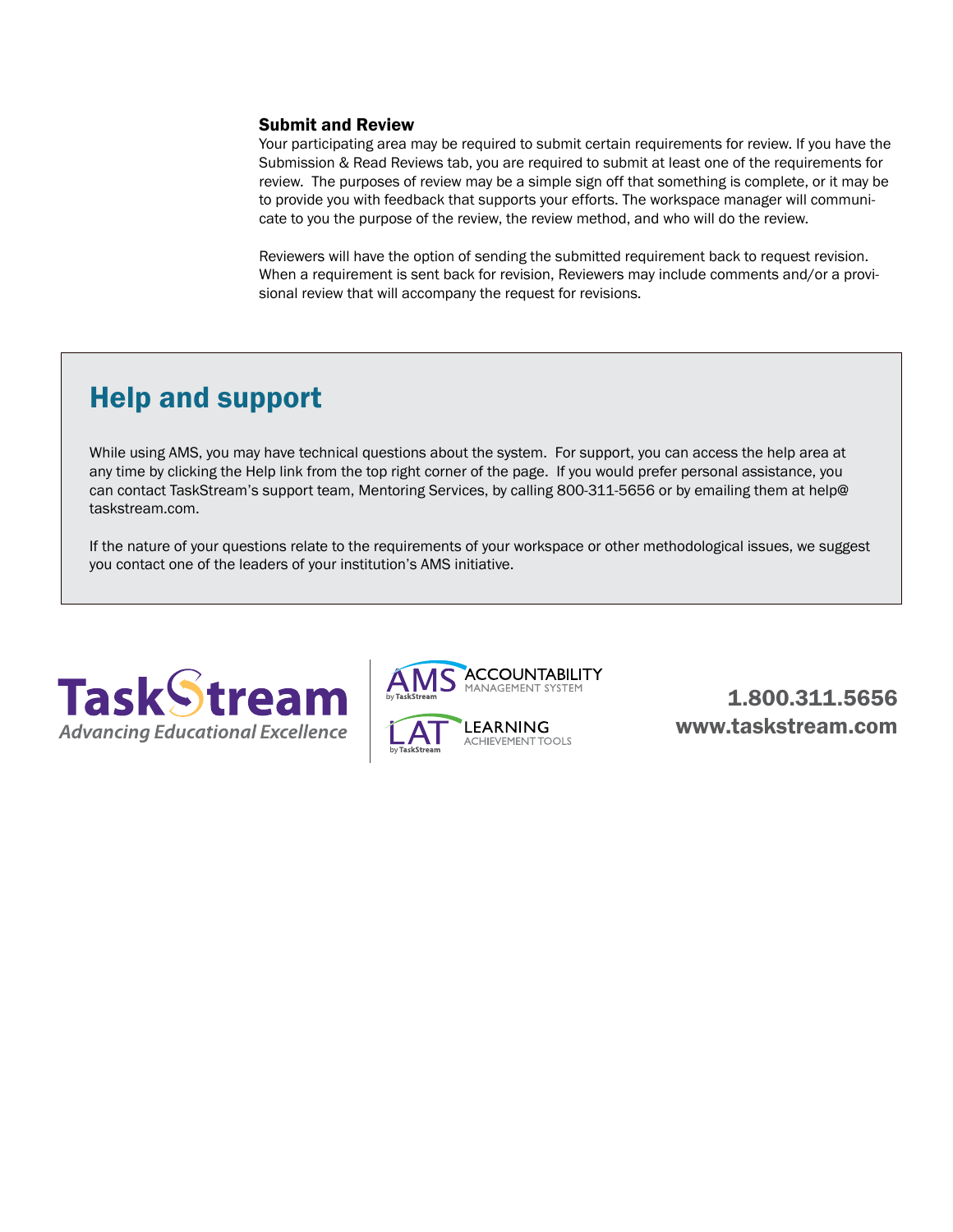### Submit and Review

Your participating area may be required to submit certain requirements for review. If you have the Submission & Read Reviews tab, you are required to submit at least one of the requirements for review. The purposes of review may be a simple sign off that something is complete, or it may be to provide you with feedback that supports your efforts. The workspace manager will communicate to you the purpose of the review, the review method, and who will do the review.

Reviewers will have the option of sending the submitted requirement back to request revision. When a requirement is sent back for revision, Reviewers may include comments and/or a provisional review that will accompany the request for revisions.

## Help and support

While using AMS, you may have technical questions about the system. For support, you can access the help area at any time by clicking the Help link from the top right corner of the page. If you would prefer personal assistance, you can contact TaskStream's support team, Mentoring Services, by calling 800-311-5656 or by emailing them at help@taskstream.com.

If the nature of your questions relate to the requirements of your workspace or other methodological issues, we suggest you contact one of the leaders of your institution's AMS initiative.

TaskStream
Advancing Educational Excellence

AMS by TaskStream ACCOUNTABILITY MANAGEMENT SYSTEM

LAT by TaskStream LEARNING ACHIEVEMENT TOOLS

**1.800.311.5656**
**www.taskstream.com**